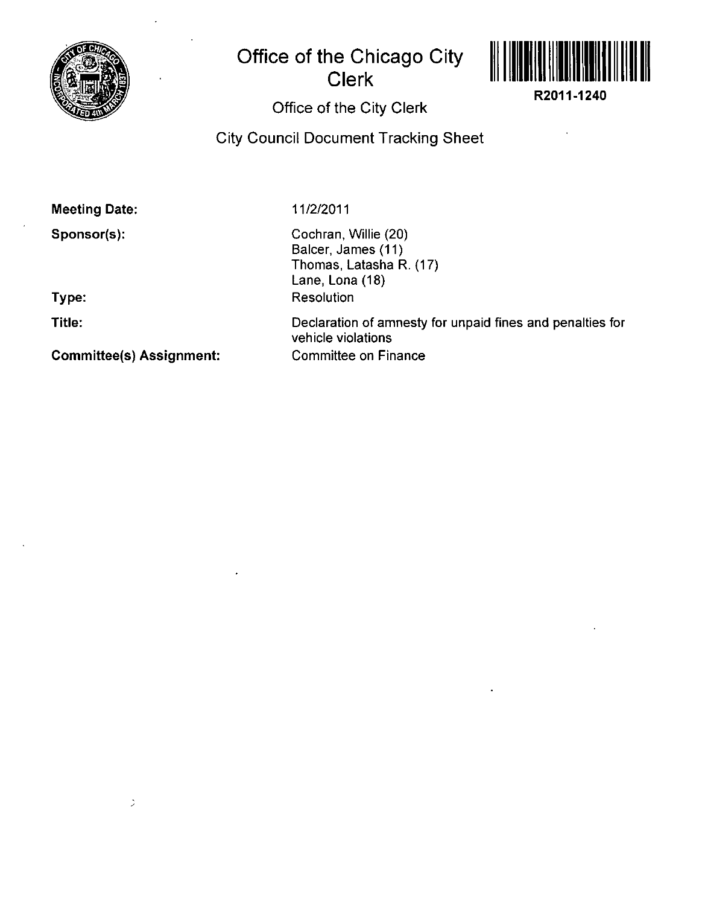# Office of the Chicago City Clerk

R2011-1240

## Office of the City Clerk

## City Council Document Tracking Sheet

**Meeting Date:** 11/2/2011

**Sponsor(s):** Cochran, Willie (20)
Balcer, James (11)
Thomas, Latasha R. (17)
Lane, Lona (18)

**Type:** Resolution

**Title:** Declaration of amnesty for unpaid fines and penalties for vehicle violations

**Committee(s) Assignment:** Committee on Finance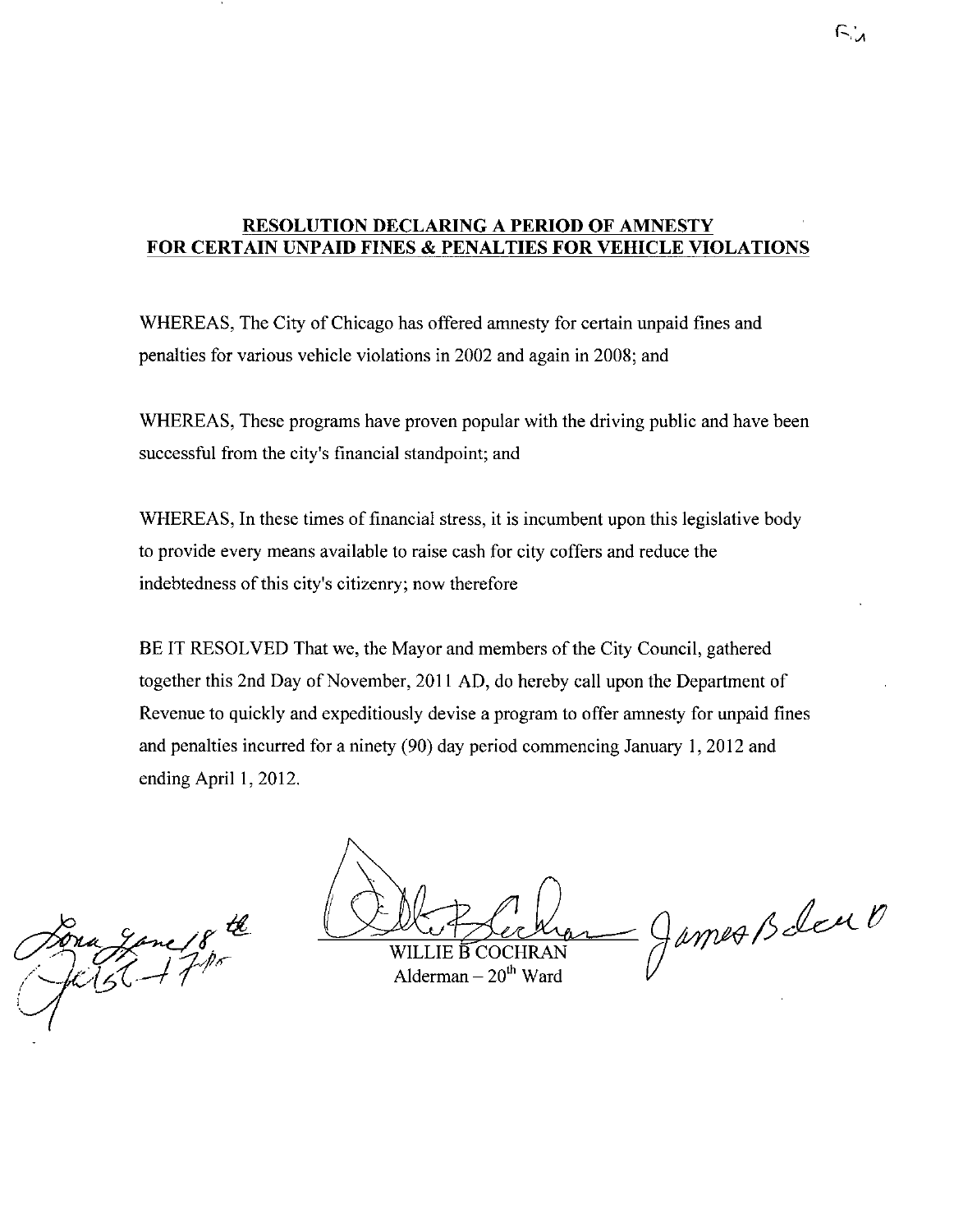## RESOLUTION DECLARING A PERIOD OF AMNESTY FOR CERTAIN UNPAID FINES & PENALTIES FOR VEHICLE VIOLATIONS

WHEREAS, The City of Chicago has offered amnesty for certain unpaid fines and penalties for various vehicle violations in 2002 and again in 2008; and

WHEREAS, These programs have proven popular with the driving public and have been successful from the city's financial standpoint; and

WHEREAS, In these times of financial stress, it is incumbent upon this legislative body to provide every means available to raise cash for city coffers and reduce the indebtedness of this city's citizenry; now therefore

BE IT RESOLVED That we, the Mayor and members of the City Council, gathered together this 2nd Day of November, 2011 AD, do hereby call upon the Department of Revenue to quickly and expeditiously devise a program to offer amnesty for unpaid fines and penalties incurred for a ninety (90) day period commencing January 1, 2012 and ending April 1, 2012.

Lona Lane 18th

Jo(?) 17th

WILLIE B COCHRAN
Alderman – 20th Ward

James Balcer 11